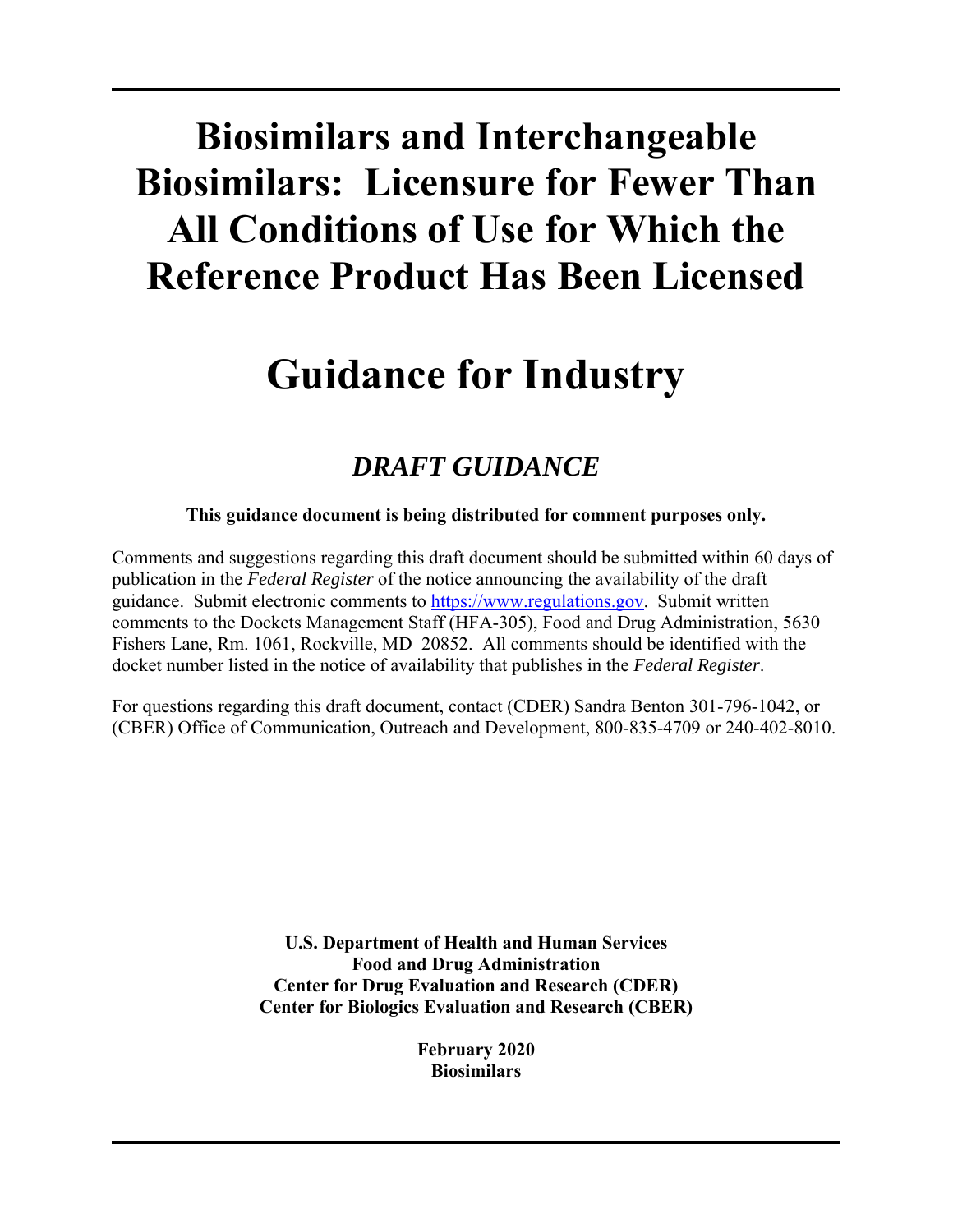# Biosimilars and Interchangeable Biosimilars: Licensure for Fewer Than All Conditions of Use for Which the Reference Product Has Been Licensed

# Guidance for Industry

## *DRAFT GUIDANCE*

**This guidance document is being distributed for comment purposes only.**

Comments and suggestions regarding this draft document should be submitted within 60 days of publication in the *Federal Register* of the notice announcing the availability of the draft guidance. Submit electronic comments to https://www.regulations.gov. Submit written comments to the Dockets Management Staff (HFA-305), Food and Drug Administration, 5630 Fishers Lane, Rm. 1061, Rockville, MD 20852. All comments should be identified with the docket number listed in the notice of availability that publishes in the *Federal Register*.

For questions regarding this draft document, contact (CDER) Sandra Benton 301-796-1042, or (CBER) Office of Communication, Outreach and Development, 800-835-4709 or 240-402-8010.

**U.S. Department of Health and Human Services**
**Food and Drug Administration**
**Center for Drug Evaluation and Research (CDER)**
**Center for Biologics Evaluation and Research (CBER)**

**February 2020**
**Biosimilars**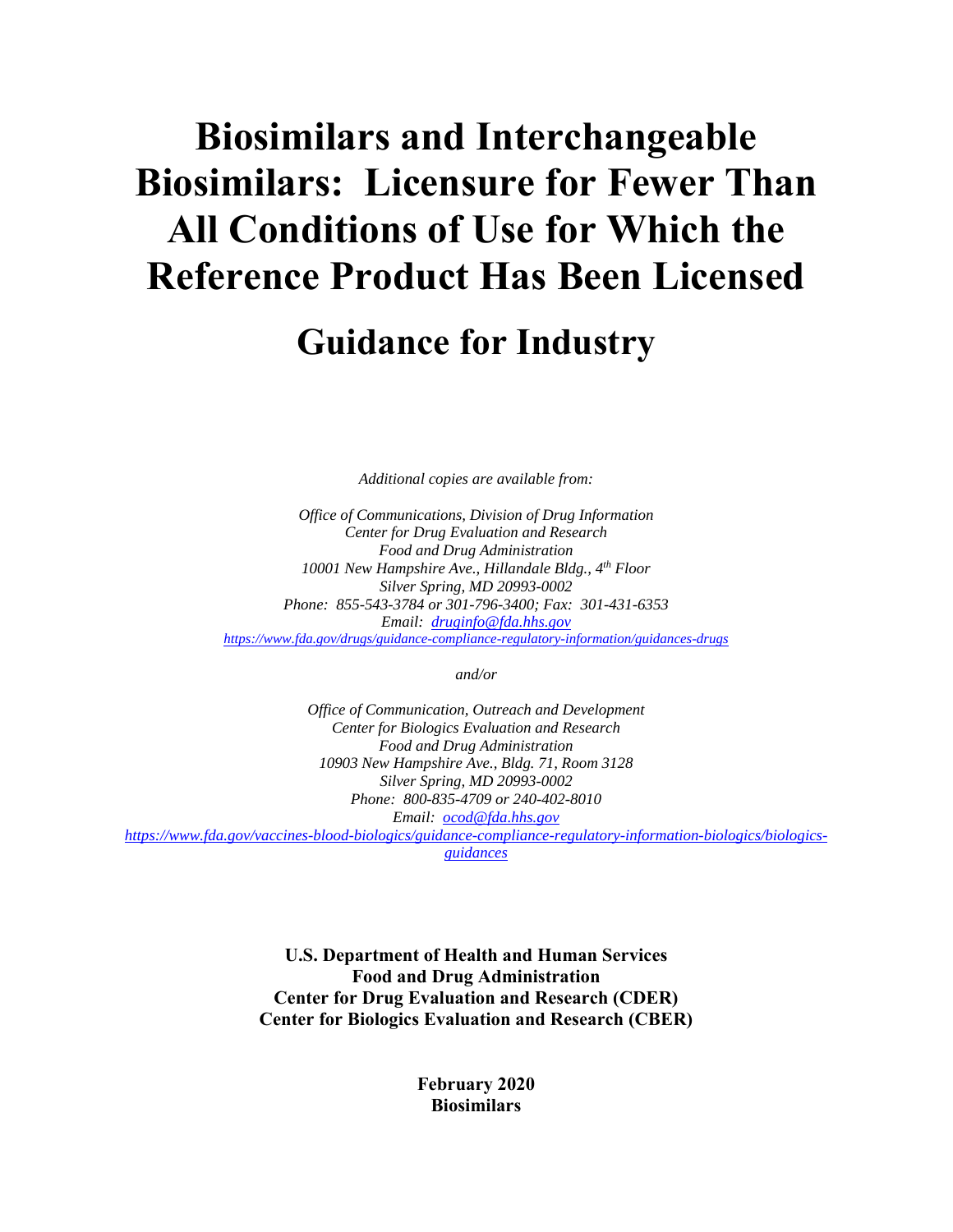# Biosimilars and Interchangeable Biosimilars: Licensure for Fewer Than All Conditions of Use for Which the Reference Product Has Been Licensed

## Guidance for Industry

*Additional copies are available from:*

*Office of Communications, Division of Drug Information*
*Center for Drug Evaluation and Research*
*Food and Drug Administration*
*10001 New Hampshire Ave., Hillandale Bldg., 4th Floor*
*Silver Spring, MD 20993-0002*
*Phone: 855-543-3784 or 301-796-3400; Fax: 301-431-6353*
*Email: druginfo@fda.hhs.gov*
*https://www.fda.gov/drugs/guidance-compliance-regulatory-information/guidances-drugs*

*and/or*

*Office of Communication, Outreach and Development*
*Center for Biologics Evaluation and Research*
*Food and Drug Administration*
*10903 New Hampshire Ave., Bldg. 71, Room 3128*
*Silver Spring, MD 20993-0002*
*Phone: 800-835-4709 or 240-402-8010*
*Email: ocod@fda.hhs.gov*
*https://www.fda.gov/vaccines-blood-biologics/guidance-compliance-regulatory-information-biologics/biologics-guidances*

**U.S. Department of Health and Human Services**
**Food and Drug Administration**
**Center for Drug Evaluation and Research (CDER)**
**Center for Biologics Evaluation and Research (CBER)**

**February 2020**
**Biosimilars**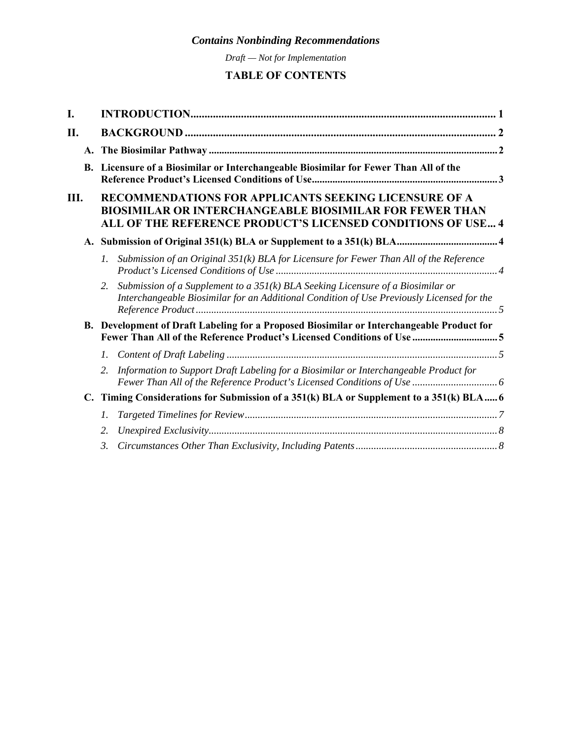*Contains Nonbinding Recommendations*

*Draft — Not for Implementation*

# TABLE OF CONTENTS

**I. INTRODUCTION.............................................................................................................. 1**

**II. BACKGROUND ............................................................................................................... 2**

**A. The Biosimilar Pathway ............................................................................................... 2**

**B. Licensure of a Biosimilar or Interchangeable Biosimilar for Fewer Than All of the Reference Product's Licensed Conditions of Use...................................................................... 3**

**III. RECOMMENDATIONS FOR APPLICANTS SEEKING LICENSURE OF A BIOSIMILAR OR INTERCHANGEABLE BIOSIMILAR FOR FEWER THAN ALL OF THE REFERENCE PRODUCT'S LICENSED CONDITIONS OF USE... 4**

**A. Submission of Original 351(k) BLA or Supplement to a 351(k) BLA....................................... 4**

*1. Submission of an Original 351(k) BLA for Licensure for Fewer Than All of the Reference Product's Licensed Conditions of Use ..................................................................................... 4*

*2. Submission of a Supplement to a 351(k) BLA Seeking Licensure of a Biosimilar or Interchangeable Biosimilar for an Additional Condition of Use Previously Licensed for the Reference Product .................................................................................................................... 5*

**B. Development of Draft Labeling for a Proposed Biosimilar or Interchangeable Product for Fewer Than All of the Reference Product's Licensed Conditions of Use ................................. 5**

*1. Content of Draft Labeling ....................................................................................................... 5*

*2. Information to Support Draft Labeling for a Biosimilar or Interchangeable Product for Fewer Than All of the Reference Product's Licensed Conditions of Use ................................. 6*

**C. Timing Considerations for Submission of a 351(k) BLA or Supplement to a 351(k) BLA..... 6**

*1. Targeted Timelines for Review................................................................................................. 7*

*2. Unexpired Exclusivity............................................................................................................... 8*

*3. Circumstances Other Than Exclusivity, Including Patents....................................................... 8*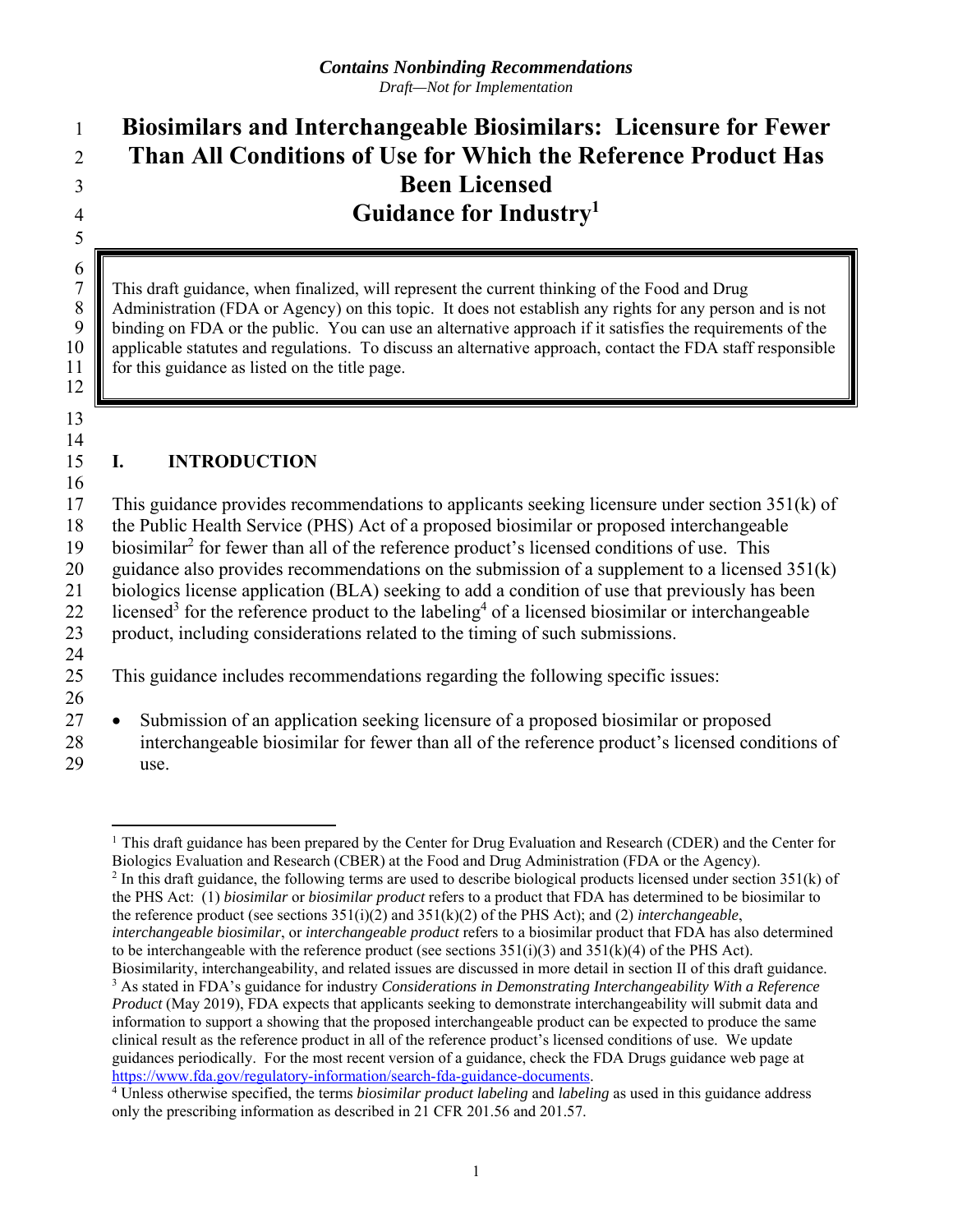*Contains Nonbinding Recommendations*
*Draft—Not for Implementation*

# Biosimilars and Interchangeable Biosimilars: Licensure for Fewer Than All Conditions of Use for Which the Reference Product Has Been Licensed
# Guidance for Industry[1]

This draft guidance, when finalized, will represent the current thinking of the Food and Drug Administration (FDA or Agency) on this topic. It does not establish any rights for any person and is not binding on FDA or the public. You can use an alternative approach if it satisfies the requirements of the applicable statutes and regulations. To discuss an alternative approach, contact the FDA staff responsible for this guidance as listed on the title page.

## I. INTRODUCTION

This guidance provides recommendations to applicants seeking licensure under section 351(k) of the Public Health Service (PHS) Act of a proposed biosimilar or proposed interchangeable biosimilar[2] for fewer than all of the reference product's licensed conditions of use. This guidance also provides recommendations on the submission of a supplement to a licensed 351(k) biologics license application (BLA) seeking to add a condition of use that previously has been licensed[3] for the reference product to the labeling[4] of a licensed biosimilar or interchangeable product, including considerations related to the timing of such submissions.

This guidance includes recommendations regarding the following specific issues:

- Submission of an application seeking licensure of a proposed biosimilar or proposed interchangeable biosimilar for fewer than all of the reference product's licensed conditions of use.

---

[1] This draft guidance has been prepared by the Center for Drug Evaluation and Research (CDER) and the Center for Biologics Evaluation and Research (CBER) at the Food and Drug Administration (FDA or the Agency).

[2] In this draft guidance, the following terms are used to describe biological products licensed under section 351(k) of the PHS Act: (1) *biosimilar* or *biosimilar product* refers to a product that FDA has determined to be biosimilar to the reference product (see sections 351(i)(2) and 351(k)(2) of the PHS Act); and (2) *interchangeable*, *interchangeable biosimilar*, or *interchangeable product* refers to a biosimilar product that FDA has also determined to be interchangeable with the reference product (see sections 351(i)(3) and 351(k)(4) of the PHS Act). Biosimilarity, interchangeability, and related issues are discussed in more detail in section II of this draft guidance.

[3] As stated in FDA's guidance for industry *Considerations in Demonstrating Interchangeability With a Reference Product* (May 2019), FDA expects that applicants seeking to demonstrate interchangeability will submit data and information to support a showing that the proposed interchangeable product can be expected to produce the same clinical result as the reference product in all of the reference product's licensed conditions of use. We update guidances periodically. For the most recent version of a guidance, check the FDA Drugs guidance web page at https://www.fda.gov/regulatory-information/search-fda-guidance-documents.

[4] Unless otherwise specified, the terms *biosimilar product labeling* and *labeling* as used in this guidance address only the prescribing information as described in 21 CFR 201.56 and 201.57.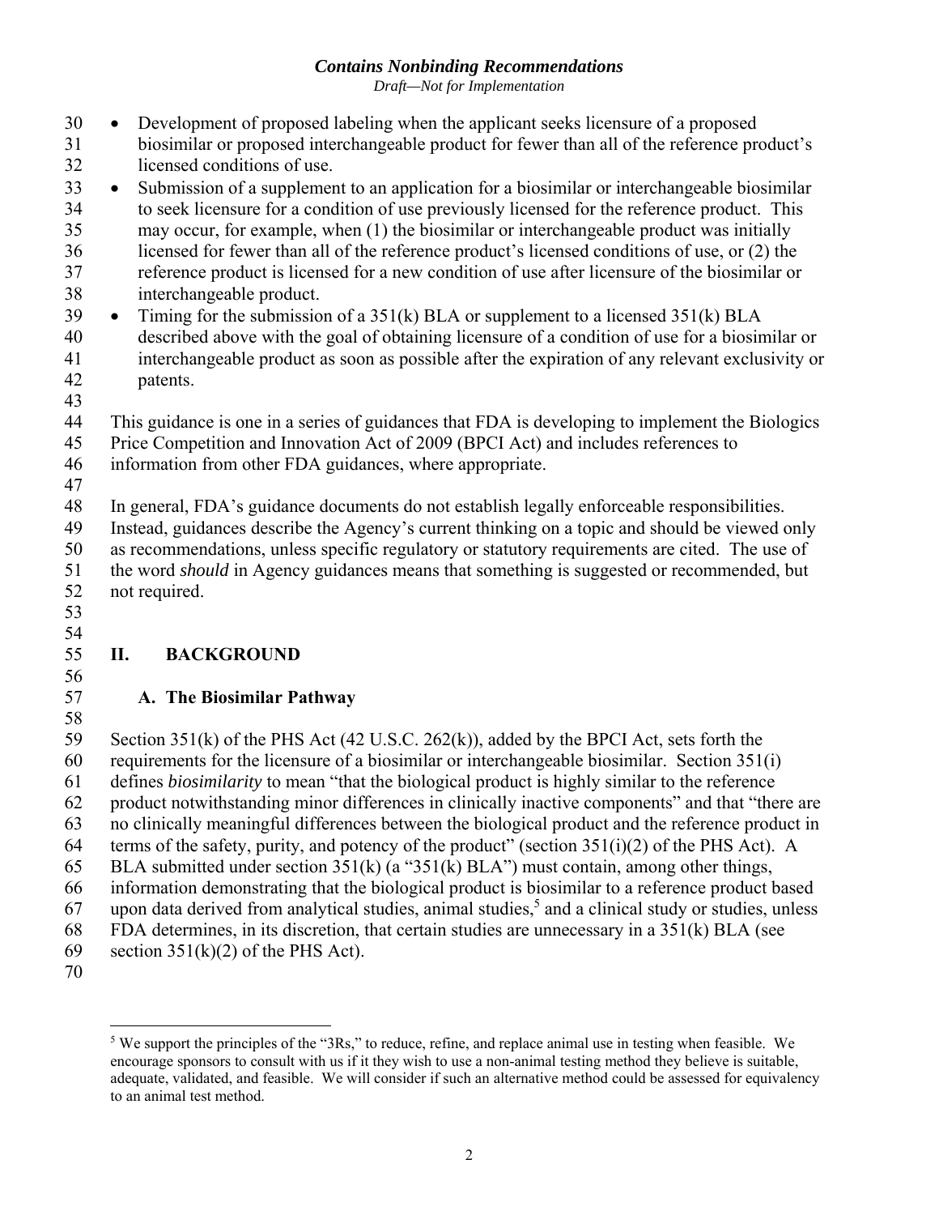- Development of proposed labeling when the applicant seeks licensure of a proposed biosimilar or proposed interchangeable product for fewer than all of the reference product's licensed conditions of use.
- Submission of a supplement to an application for a biosimilar or interchangeable biosimilar to seek licensure for a condition of use previously licensed for the reference product. This may occur, for example, when (1) the biosimilar or interchangeable product was initially licensed for fewer than all of the reference product's licensed conditions of use, or (2) the reference product is licensed for a new condition of use after licensure of the biosimilar or interchangeable product.
- Timing for the submission of a 351(k) BLA or supplement to a licensed 351(k) BLA described above with the goal of obtaining licensure of a condition of use for a biosimilar or interchangeable product as soon as possible after the expiration of any relevant exclusivity or patents.

This guidance is one in a series of guidances that FDA is developing to implement the Biologics Price Competition and Innovation Act of 2009 (BPCI Act) and includes references to information from other FDA guidances, where appropriate.

In general, FDA's guidance documents do not establish legally enforceable responsibilities. Instead, guidances describe the Agency's current thinking on a topic and should be viewed only as recommendations, unless specific regulatory or statutory requirements are cited. The use of the word *should* in Agency guidances means that something is suggested or recommended, but not required.

## II. BACKGROUND

### A. The Biosimilar Pathway

Section 351(k) of the PHS Act (42 U.S.C. 262(k)), added by the BPCI Act, sets forth the requirements for the licensure of a biosimilar or interchangeable biosimilar. Section 351(i) defines *biosimilarity* to mean "that the biological product is highly similar to the reference product notwithstanding minor differences in clinically inactive components" and that "there are no clinically meaningful differences between the biological product and the reference product in terms of the safety, purity, and potency of the product" (section 351(i)(2) of the PHS Act). A BLA submitted under section 351(k) (a "351(k) BLA") must contain, among other things, information demonstrating that the biological product is biosimilar to a reference product based upon data derived from analytical studies, animal studies,[5] and a clinical study or studies, unless FDA determines, in its discretion, that certain studies are unnecessary in a 351(k) BLA (see section 351(k)(2) of the PHS Act).

[5] We support the principles of the "3Rs," to reduce, refine, and replace animal use in testing when feasible. We encourage sponsors to consult with us if it they wish to use a non-animal testing method they believe is suitable, adequate, validated, and feasible. We will consider if such an alternative method could be assessed for equivalency to an animal test method.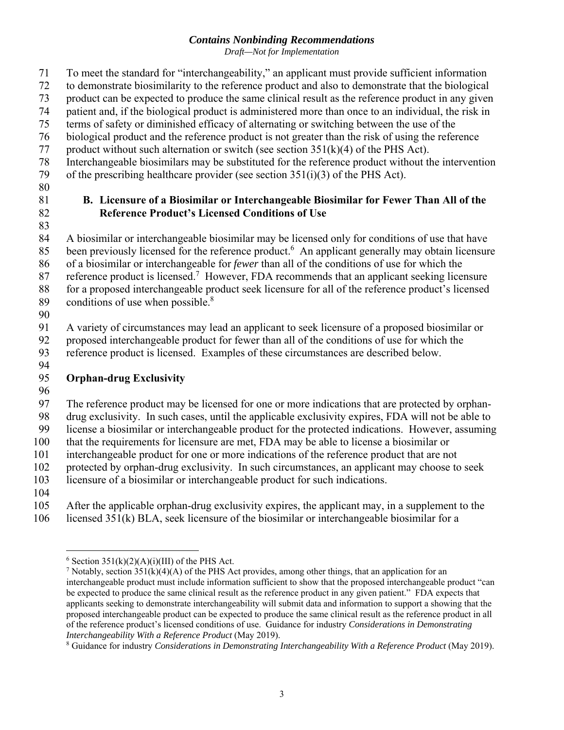To meet the standard for "interchangeability," an applicant must provide sufficient information to demonstrate biosimilarity to the reference product and also to demonstrate that the biological product can be expected to produce the same clinical result as the reference product in any given patient and, if the biological product is administered more than once to an individual, the risk in terms of safety or diminished efficacy of alternating or switching between the use of the biological product and the reference product is not greater than the risk of using the reference product without such alternation or switch (see section 351(k)(4) of the PHS Act). Interchangeable biosimilars may be substituted for the reference product without the intervention of the prescribing healthcare provider (see section 351(i)(3) of the PHS Act).

### B. Licensure of a Biosimilar or Interchangeable Biosimilar for Fewer Than All of the Reference Product's Licensed Conditions of Use

A biosimilar or interchangeable biosimilar may be licensed only for conditions of use that have been previously licensed for the reference product.[6] An applicant generally may obtain licensure of a biosimilar or interchangeable for *fewer* than all of the conditions of use for which the reference product is licensed.[7] However, FDA recommends that an applicant seeking licensure for a proposed interchangeable product seek licensure for all of the reference product's licensed conditions of use when possible.[8]

A variety of circumstances may lead an applicant to seek licensure of a proposed biosimilar or proposed interchangeable product for fewer than all of the conditions of use for which the reference product is licensed. Examples of these circumstances are described below.

**Orphan-drug Exclusivity**

The reference product may be licensed for one or more indications that are protected by orphan-drug exclusivity. In such cases, until the applicable exclusivity expires, FDA will not be able to license a biosimilar or interchangeable product for the protected indications. However, assuming that the requirements for licensure are met, FDA may be able to license a biosimilar or interchangeable product for one or more indications of the reference product that are not protected by orphan-drug exclusivity. In such circumstances, an applicant may choose to seek licensure of a biosimilar or interchangeable product for such indications.

After the applicable orphan-drug exclusivity expires, the applicant may, in a supplement to the licensed 351(k) BLA, seek licensure of the biosimilar or interchangeable biosimilar for a

---

[6] Section 351(k)(2)(A)(i)(III) of the PHS Act.

[7] Notably, section 351(k)(4)(A) of the PHS Act provides, among other things, that an application for an interchangeable product must include information sufficient to show that the proposed interchangeable product "can be expected to produce the same clinical result as the reference product in any given patient." FDA expects that applicants seeking to demonstrate interchangeability will submit data and information to support a showing that the proposed interchangeable product can be expected to produce the same clinical result as the reference product in all of the reference product's licensed conditions of use. Guidance for industry *Considerations in Demonstrating Interchangeability With a Reference Product* (May 2019).

[8] Guidance for industry *Considerations in Demonstrating Interchangeability With a Reference Product* (May 2019).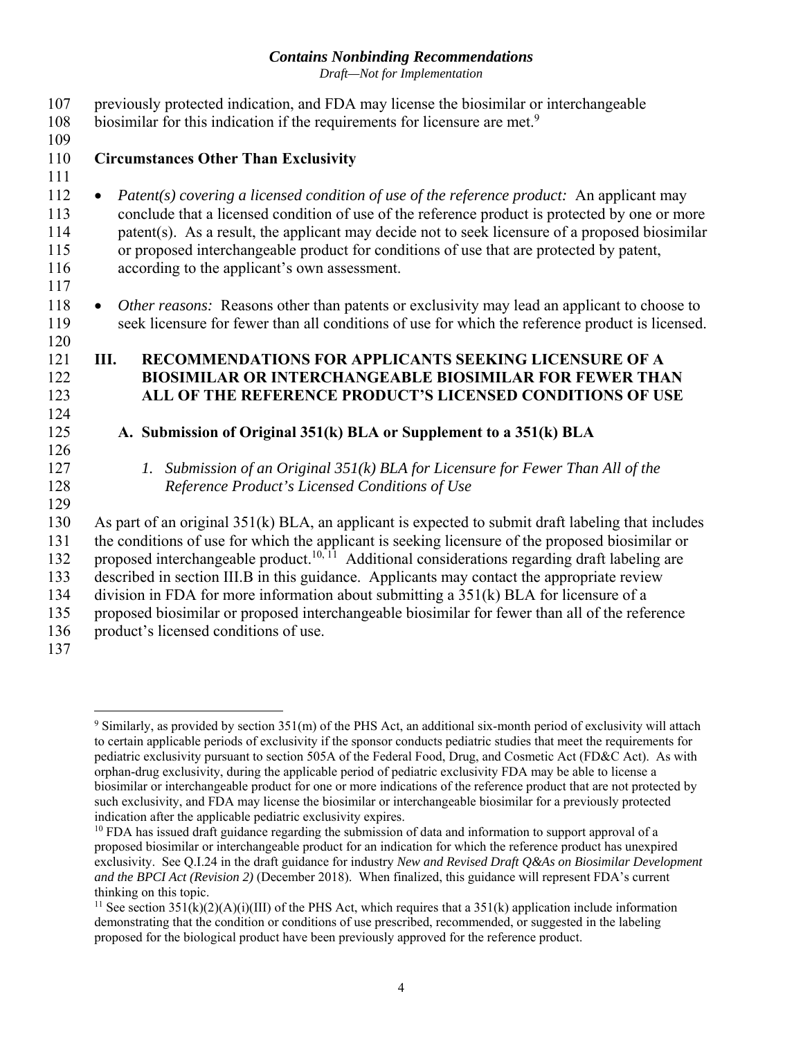previously protected indication, and FDA may license the biosimilar or interchangeable biosimilar for this indication if the requirements for licensure are met.[9]

**Circumstances Other Than Exclusivity**

- *Patent(s) covering a licensed condition of use of the reference product:* An applicant may conclude that a licensed condition of use of the reference product is protected by one or more patent(s). As a result, the applicant may decide not to seek licensure of a proposed biosimilar or proposed interchangeable product for conditions of use that are protected by patent, according to the applicant's own assessment.

- *Other reasons:* Reasons other than patents or exclusivity may lead an applicant to choose to seek licensure for fewer than all conditions of use for which the reference product is licensed.

# III. RECOMMENDATIONS FOR APPLICANTS SEEKING LICENSURE OF A BIOSIMILAR OR INTERCHANGEABLE BIOSIMILAR FOR FEWER THAN ALL OF THE REFERENCE PRODUCT'S LICENSED CONDITIONS OF USE

## A. Submission of Original 351(k) BLA or Supplement to a 351(k) BLA

### *1. Submission of an Original 351(k) BLA for Licensure for Fewer Than All of the Reference Product's Licensed Conditions of Use*

As part of an original 351(k) BLA, an applicant is expected to submit draft labeling that includes the conditions of use for which the applicant is seeking licensure of the proposed biosimilar or proposed interchangeable product.[10, 11] Additional considerations regarding draft labeling are described in section III.B in this guidance. Applicants may contact the appropriate review division in FDA for more information about submitting a 351(k) BLA for licensure of a proposed biosimilar or proposed interchangeable biosimilar for fewer than all of the reference product's licensed conditions of use.

---

[9] Similarly, as provided by section 351(m) of the PHS Act, an additional six-month period of exclusivity will attach to certain applicable periods of exclusivity if the sponsor conducts pediatric studies that meet the requirements for pediatric exclusivity pursuant to section 505A of the Federal Food, Drug, and Cosmetic Act (FD&C Act). As with orphan-drug exclusivity, during the applicable period of pediatric exclusivity FDA may be able to license a biosimilar or interchangeable product for one or more indications of the reference product that are not protected by such exclusivity, and FDA may license the biosimilar or interchangeable biosimilar for a previously protected indication after the applicable pediatric exclusivity expires.

[10] FDA has issued draft guidance regarding the submission of data and information to support approval of a proposed biosimilar or interchangeable product for an indication for which the reference product has unexpired exclusivity. See Q.I.24 in the draft guidance for industry *New and Revised Draft Q&As on Biosimilar Development and the BPCI Act (Revision 2)* (December 2018). When finalized, this guidance will represent FDA's current thinking on this topic.

[11] See section 351(k)(2)(A)(i)(III) of the PHS Act, which requires that a 351(k) application include information demonstrating that the condition or conditions of use prescribed, recommended, or suggested in the labeling proposed for the biological product have been previously approved for the reference product.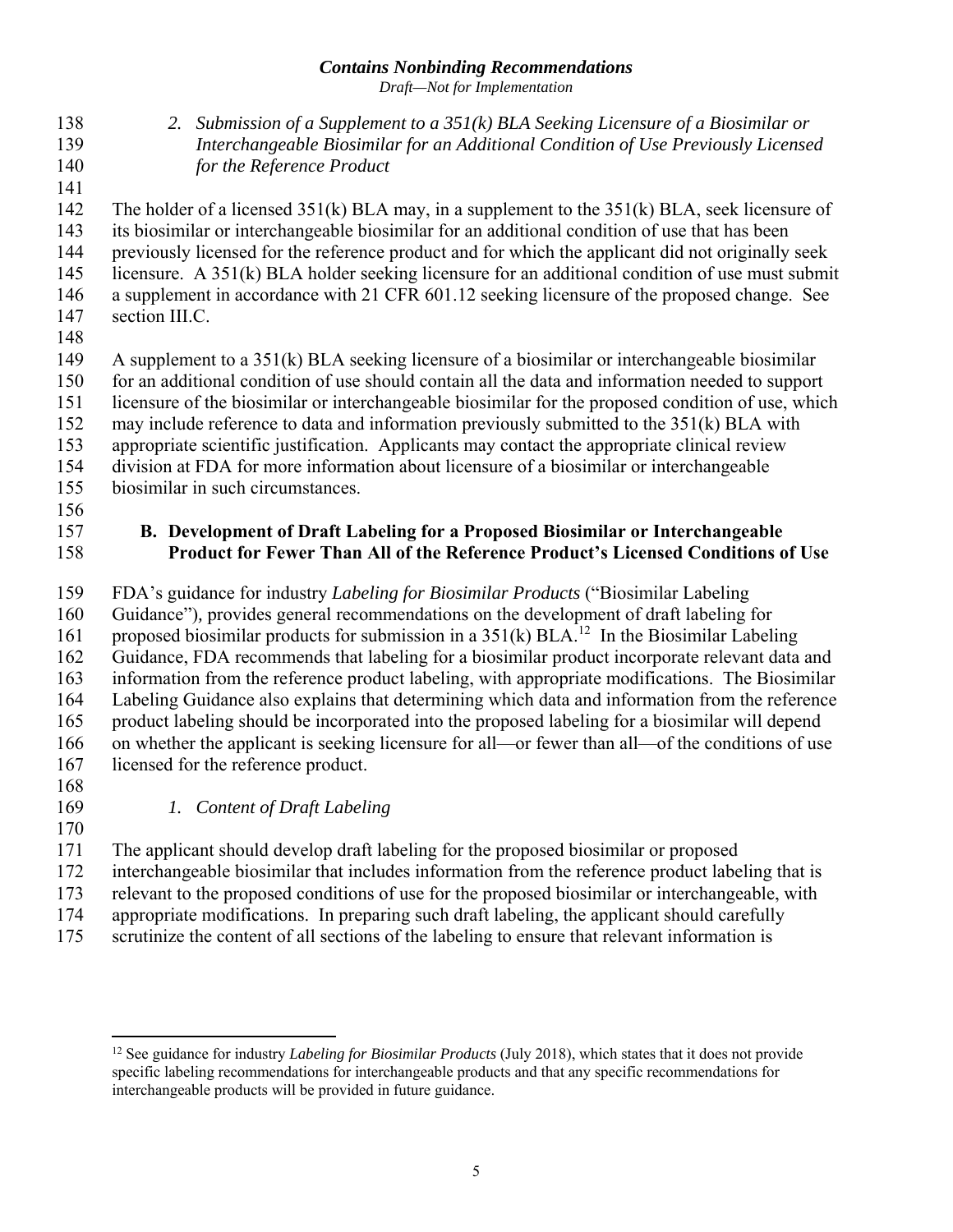*2. Submission of a Supplement to a 351(k) BLA Seeking Licensure of a Biosimilar or Interchangeable Biosimilar for an Additional Condition of Use Previously Licensed for the Reference Product*

The holder of a licensed 351(k) BLA may, in a supplement to the 351(k) BLA, seek licensure of its biosimilar or interchangeable biosimilar for an additional condition of use that has been previously licensed for the reference product and for which the applicant did not originally seek licensure. A 351(k) BLA holder seeking licensure for an additional condition of use must submit a supplement in accordance with 21 CFR 601.12 seeking licensure of the proposed change. See section III.C.

A supplement to a 351(k) BLA seeking licensure of a biosimilar or interchangeable biosimilar for an additional condition of use should contain all the data and information needed to support licensure of the biosimilar or interchangeable biosimilar for the proposed condition of use, which may include reference to data and information previously submitted to the 351(k) BLA with appropriate scientific justification. Applicants may contact the appropriate clinical review division at FDA for more information about licensure of a biosimilar or interchangeable biosimilar in such circumstances.

### B. Development of Draft Labeling for a Proposed Biosimilar or Interchangeable Product for Fewer Than All of the Reference Product's Licensed Conditions of Use

FDA's guidance for industry *Labeling for Biosimilar Products* ("Biosimilar Labeling Guidance"), provides general recommendations on the development of draft labeling for proposed biosimilar products for submission in a 351(k) BLA.[12] In the Biosimilar Labeling Guidance, FDA recommends that labeling for a biosimilar product incorporate relevant data and information from the reference product labeling, with appropriate modifications. The Biosimilar Labeling Guidance also explains that determining which data and information from the reference product labeling should be incorporated into the proposed labeling for a biosimilar will depend on whether the applicant is seeking licensure for all—or fewer than all—of the conditions of use licensed for the reference product.

*1. Content of Draft Labeling*

The applicant should develop draft labeling for the proposed biosimilar or proposed interchangeable biosimilar that includes information from the reference product labeling that is relevant to the proposed conditions of use for the proposed biosimilar or interchangeable, with appropriate modifications. In preparing such draft labeling, the applicant should carefully scrutinize the content of all sections of the labeling to ensure that relevant information is

---

[12] See guidance for industry *Labeling for Biosimilar Products* (July 2018), which states that it does not provide specific labeling recommendations for interchangeable products and that any specific recommendations for interchangeable products will be provided in future guidance.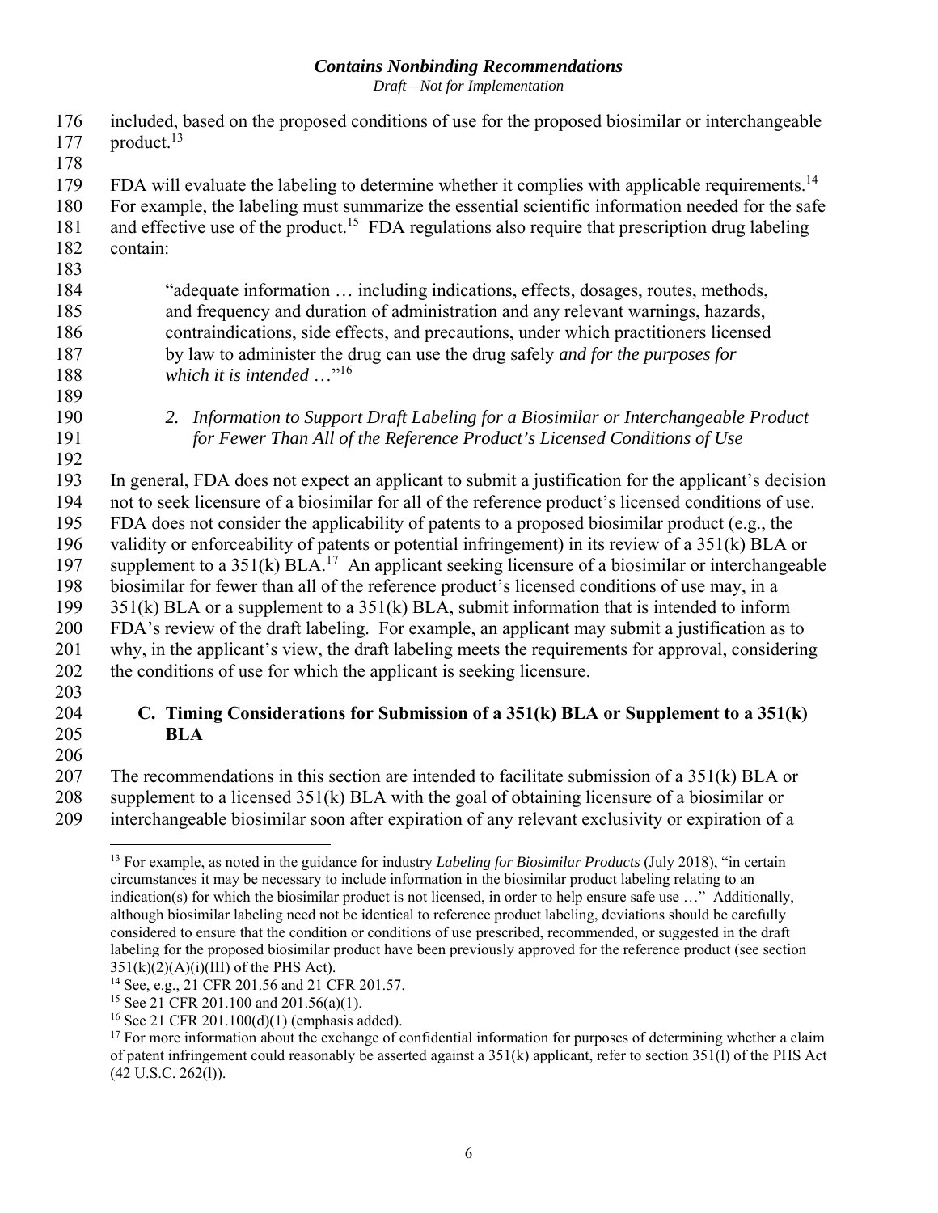included, based on the proposed conditions of use for the proposed biosimilar or interchangeable product.[13]

FDA will evaluate the labeling to determine whether it complies with applicable requirements.[14] For example, the labeling must summarize the essential scientific information needed for the safe and effective use of the product.[15] FDA regulations also require that prescription drug labeling contain:

> "adequate information … including indications, effects, dosages, routes, methods, and frequency and duration of administration and any relevant warnings, hazards, contraindications, side effects, and precautions, under which practitioners licensed by law to administer the drug can use the drug safely *and for the purposes for which it is intended* …"[16]

#### 2. *Information to Support Draft Labeling for a Biosimilar or Interchangeable Product for Fewer Than All of the Reference Product's Licensed Conditions of Use*

In general, FDA does not expect an applicant to submit a justification for the applicant's decision not to seek licensure of a biosimilar for all of the reference product's licensed conditions of use. FDA does not consider the applicability of patents to a proposed biosimilar product (e.g., the validity or enforceability of patents or potential infringement) in its review of a 351(k) BLA or supplement to a 351(k) BLA.[17] An applicant seeking licensure of a biosimilar or interchangeable biosimilar for fewer than all of the reference product's licensed conditions of use may, in a 351(k) BLA or a supplement to a 351(k) BLA, submit information that is intended to inform FDA's review of the draft labeling. For example, an applicant may submit a justification as to why, in the applicant's view, the draft labeling meets the requirements for approval, considering the conditions of use for which the applicant is seeking licensure.

### C. Timing Considerations for Submission of a 351(k) BLA or Supplement to a 351(k) BLA

The recommendations in this section are intended to facilitate submission of a 351(k) BLA or supplement to a licensed 351(k) BLA with the goal of obtaining licensure of a biosimilar or interchangeable biosimilar soon after expiration of any relevant exclusivity or expiration of a

---

[13] For example, as noted in the guidance for industry *Labeling for Biosimilar Products* (July 2018), "in certain circumstances it may be necessary to include information in the biosimilar product labeling relating to an indication(s) for which the biosimilar product is not licensed, in order to help ensure safe use …" Additionally, although biosimilar labeling need not be identical to reference product labeling, deviations should be carefully considered to ensure that the condition or conditions of use prescribed, recommended, or suggested in the draft labeling for the proposed biosimilar product have been previously approved for the reference product (see section 351(k)(2)(A)(i)(III) of the PHS Act).

[14] See, e.g., 21 CFR 201.56 and 21 CFR 201.57.

[15] See 21 CFR 201.100 and 201.56(a)(1).

[16] See 21 CFR 201.100(d)(1) (emphasis added).

[17] For more information about the exchange of confidential information for purposes of determining whether a claim of patent infringement could reasonably be asserted against a 351(k) applicant, refer to section 351(l) of the PHS Act (42 U.S.C. 262(l)).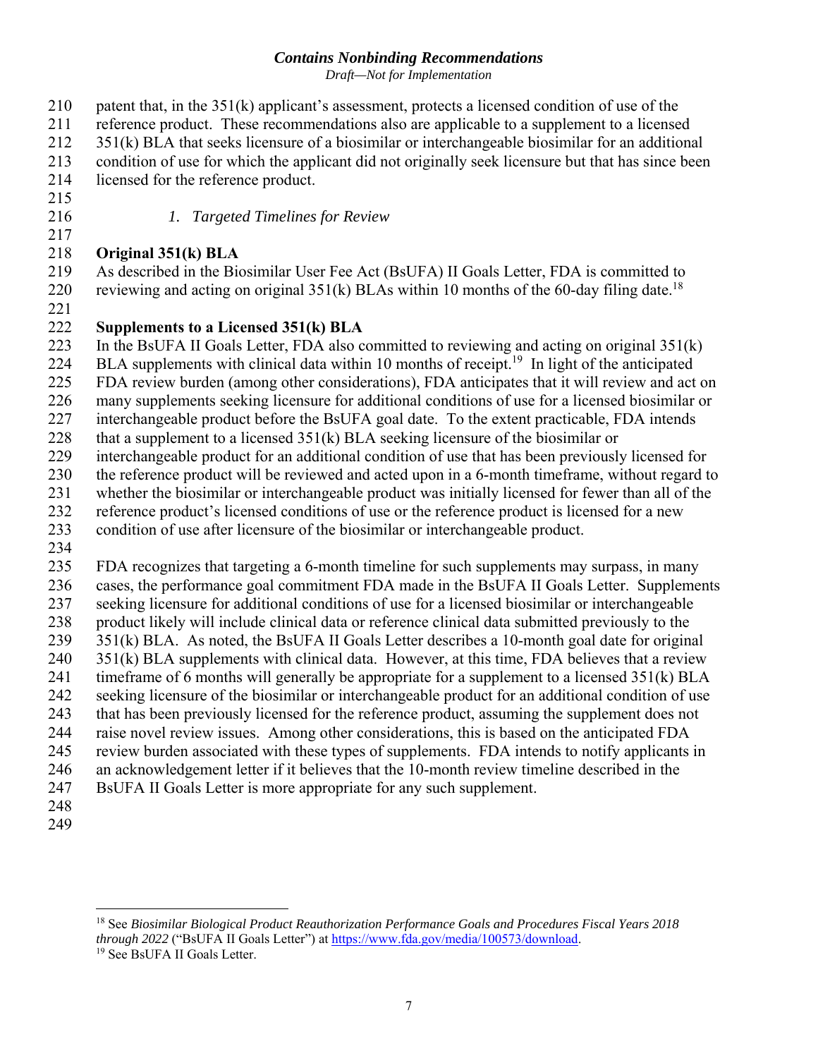patent that, in the 351(k) applicant's assessment, protects a licensed condition of use of the reference product. These recommendations also are applicable to a supplement to a licensed 351(k) BLA that seeks licensure of a biosimilar or interchangeable biosimilar for an additional condition of use for which the applicant did not originally seek licensure but that has since been licensed for the reference product.

*1. Targeted Timelines for Review*

**Original 351(k) BLA**

As described in the Biosimilar User Fee Act (BsUFA) II Goals Letter, FDA is committed to reviewing and acting on original 351(k) BLAs within 10 months of the 60-day filing date.[18]

**Supplements to a Licensed 351(k) BLA**

In the BsUFA II Goals Letter, FDA also committed to reviewing and acting on original 351(k) BLA supplements with clinical data within 10 months of receipt.[19] In light of the anticipated FDA review burden (among other considerations), FDA anticipates that it will review and act on many supplements seeking licensure for additional conditions of use for a licensed biosimilar or interchangeable product before the BsUFA goal date. To the extent practicable, FDA intends that a supplement to a licensed 351(k) BLA seeking licensure of the biosimilar or interchangeable product for an additional condition of use that has been previously licensed for the reference product will be reviewed and acted upon in a 6-month timeframe, without regard to whether the biosimilar or interchangeable product was initially licensed for fewer than all of the reference product's licensed conditions of use or the reference product is licensed for a new condition of use after licensure of the biosimilar or interchangeable product.

FDA recognizes that targeting a 6-month timeline for such supplements may surpass, in many cases, the performance goal commitment FDA made in the BsUFA II Goals Letter. Supplements seeking licensure for additional conditions of use for a licensed biosimilar or interchangeable product likely will include clinical data or reference clinical data submitted previously to the 351(k) BLA. As noted, the BsUFA II Goals Letter describes a 10-month goal date for original 351(k) BLA supplements with clinical data. However, at this time, FDA believes that a review timeframe of 6 months will generally be appropriate for a supplement to a licensed 351(k) BLA seeking licensure of the biosimilar or interchangeable product for an additional condition of use that has been previously licensed for the reference product, assuming the supplement does not raise novel review issues. Among other considerations, this is based on the anticipated FDA review burden associated with these types of supplements. FDA intends to notify applicants in an acknowledgement letter if it believes that the 10-month review timeline described in the BsUFA II Goals Letter is more appropriate for any such supplement.

---

[18] See *Biosimilar Biological Product Reauthorization Performance Goals and Procedures Fiscal Years 2018 through 2022* ("BsUFA II Goals Letter") at https://www.fda.gov/media/100573/download.

[19] See BsUFA II Goals Letter.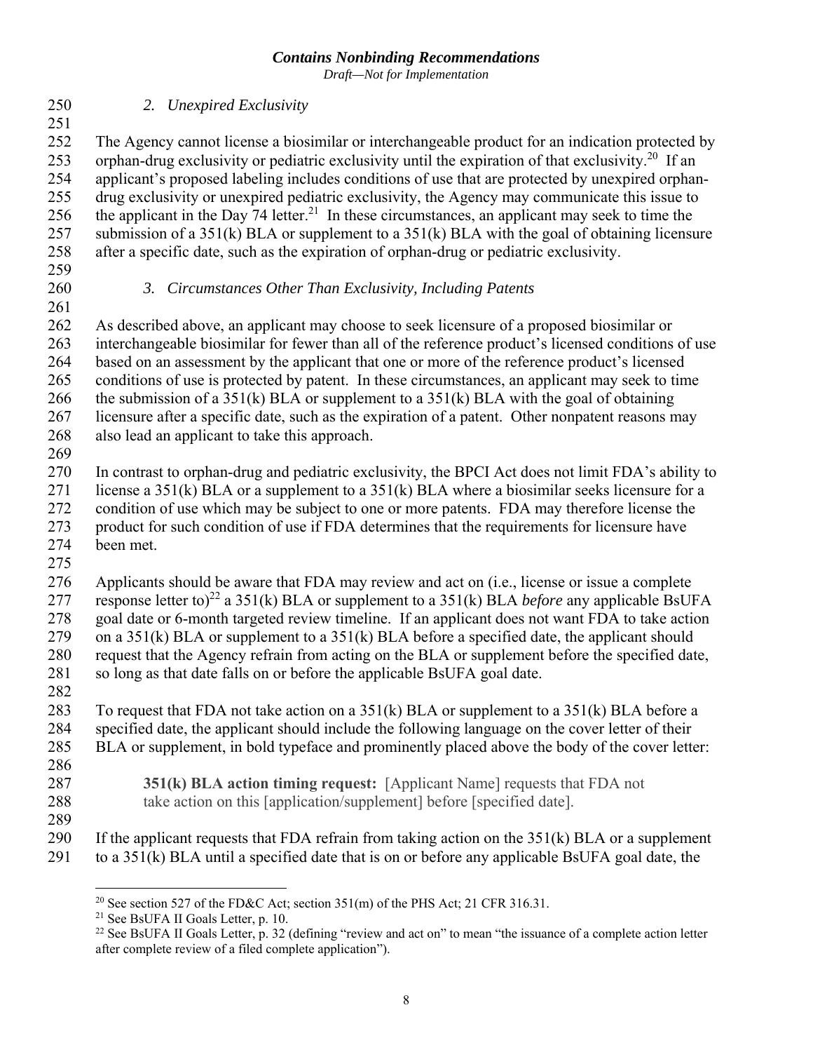### *2. Unexpired Exclusivity*

The Agency cannot license a biosimilar or interchangeable product for an indication protected by orphan-drug exclusivity or pediatric exclusivity until the expiration of that exclusivity.[20] If an applicant's proposed labeling includes conditions of use that are protected by unexpired orphan-drug exclusivity or unexpired pediatric exclusivity, the Agency may communicate this issue to the applicant in the Day 74 letter.[21] In these circumstances, an applicant may seek to time the submission of a 351(k) BLA or supplement to a 351(k) BLA with the goal of obtaining licensure after a specific date, such as the expiration of orphan-drug or pediatric exclusivity.

### *3. Circumstances Other Than Exclusivity, Including Patents*

As described above, an applicant may choose to seek licensure of a proposed biosimilar or interchangeable biosimilar for fewer than all of the reference product's licensed conditions of use based on an assessment by the applicant that one or more of the reference product's licensed conditions of use is protected by patent. In these circumstances, an applicant may seek to time the submission of a 351(k) BLA or supplement to a 351(k) BLA with the goal of obtaining licensure after a specific date, such as the expiration of a patent. Other nonpatent reasons may also lead an applicant to take this approach.

In contrast to orphan-drug and pediatric exclusivity, the BPCI Act does not limit FDA's ability to license a 351(k) BLA or a supplement to a 351(k) BLA where a biosimilar seeks licensure for a condition of use which may be subject to one or more patents. FDA may therefore license the product for such condition of use if FDA determines that the requirements for licensure have been met.

Applicants should be aware that FDA may review and act on (i.e., license or issue a complete response letter to)[22] a 351(k) BLA or supplement to a 351(k) BLA *before* any applicable BsUFA goal date or 6-month targeted review timeline. If an applicant does not want FDA to take action on a 351(k) BLA or supplement to a 351(k) BLA before a specified date, the applicant should request that the Agency refrain from acting on the BLA or supplement before the specified date, so long as that date falls on or before the applicable BsUFA goal date.

To request that FDA not take action on a 351(k) BLA or supplement to a 351(k) BLA before a specified date, the applicant should include the following language on the cover letter of their BLA or supplement, in bold typeface and prominently placed above the body of the cover letter:

> **351(k) BLA action timing request:** [Applicant Name] requests that FDA not take action on this [application/supplement] before [specified date].

If the applicant requests that FDA refrain from taking action on the 351(k) BLA or a supplement to a 351(k) BLA until a specified date that is on or before any applicable BsUFA goal date, the

---

[20] See section 527 of the FD&C Act; section 351(m) of the PHS Act; 21 CFR 316.31.

[21] See BsUFA II Goals Letter, p. 10.

[22] See BsUFA II Goals Letter, p. 32 (defining "review and act on" to mean "the issuance of a complete action letter after complete review of a filed complete application").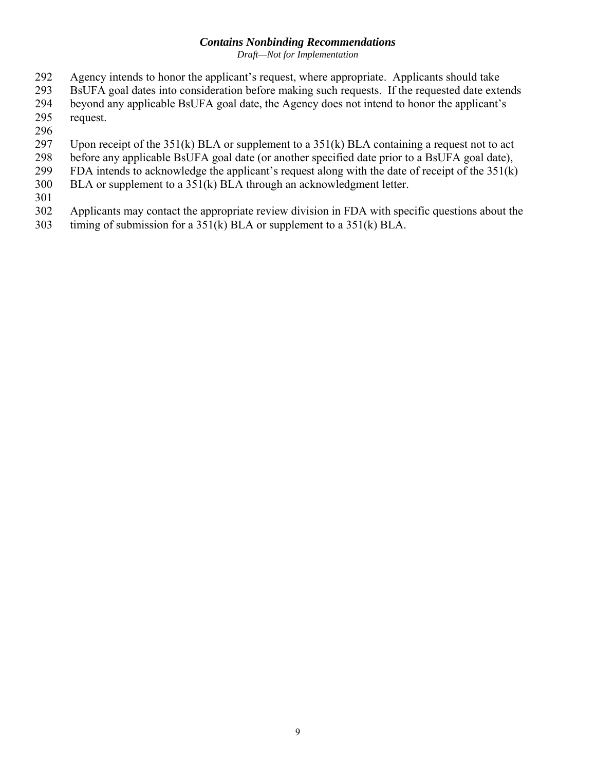Agency intends to honor the applicant's request, where appropriate. Applicants should take BsUFA goal dates into consideration before making such requests. If the requested date extends beyond any applicable BsUFA goal date, the Agency does not intend to honor the applicant's request.

Upon receipt of the 351(k) BLA or supplement to a 351(k) BLA containing a request not to act before any applicable BsUFA goal date (or another specified date prior to a BsUFA goal date), FDA intends to acknowledge the applicant's request along with the date of receipt of the 351(k) BLA or supplement to a 351(k) BLA through an acknowledgment letter.

Applicants may contact the appropriate review division in FDA with specific questions about the timing of submission for a 351(k) BLA or supplement to a 351(k) BLA.